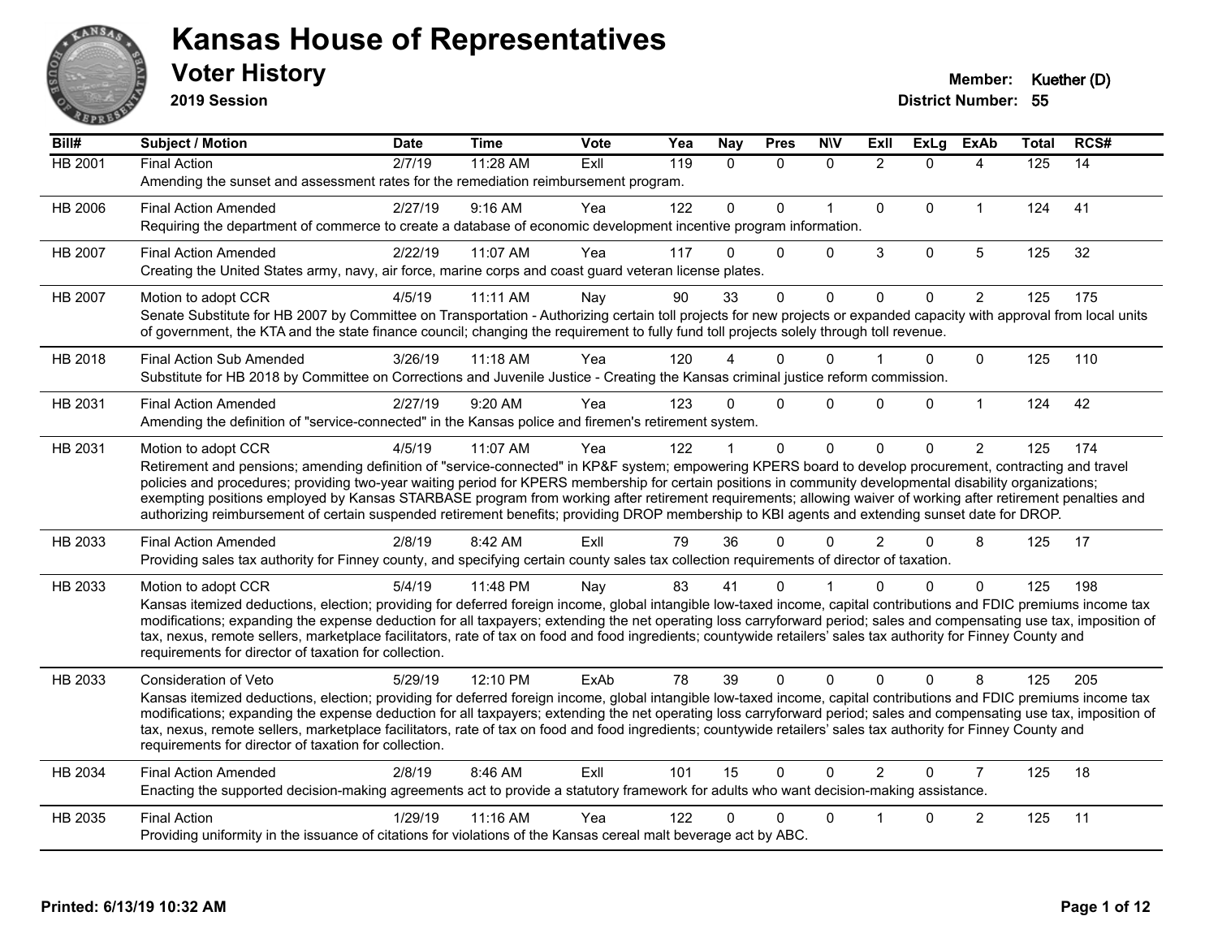# Kansas House of Representatives

## Voter History

**2019 Session**

**Member:** Kuether (D)
**District Number:** 55

| Bill# | Subject / Motion | Date | Time | Vote | Yea | Nay | Pres | N\V | ExII | ExLg | ExAb | Total | RCS# |
|---|---|---|---|---|---|---|---|---|---|---|---|---|---|
| HB 2001 | Final Action | 2/7/19 | 11:28 AM | ExII | 119 | 0 | 0 | 0 | 2 | 0 | 4 | 125 | 14 |
| | Amending the sunset and assessment rates for the remediation reimbursement program. | | | | | | | | | | | | |
| HB 2006 | Final Action Amended | 2/27/19 | 9:16 AM | Yea | 122 | 0 | 0 | 1 | 0 | 0 | 1 | 124 | 41 |
| | Requiring the department of commerce to create a database of economic development incentive program information. | | | | | | | | | | | | |
| HB 2007 | Final Action Amended | 2/22/19 | 11:07 AM | Yea | 117 | 0 | 0 | 0 | 3 | 0 | 5 | 125 | 32 |
| | Creating the United States army, navy, air force, marine corps and coast guard veteran license plates. | | | | | | | | | | | | |
| HB 2007 | Motion to adopt CCR | 4/5/19 | 11:11 AM | Nay | 90 | 33 | 0 | 0 | 0 | 0 | 2 | 125 | 175 |
| | Senate Substitute for HB 2007 by Committee on Transportation - Authorizing certain toll projects for new projects or expanded capacity with approval from local units of government, the KTA and the state finance council; changing the requirement to fully fund toll projects solely through toll revenue. | | | | | | | | | | | | |
| HB 2018 | Final Action Sub Amended | 3/26/19 | 11:18 AM | Yea | 120 | 4 | 0 | 0 | 1 | 0 | 0 | 125 | 110 |
| | Substitute for HB 2018 by Committee on Corrections and Juvenile Justice - Creating the Kansas criminal justice reform commission. | | | | | | | | | | | | |
| HB 2031 | Final Action Amended | 2/27/19 | 9:20 AM | Yea | 123 | 0 | 0 | 0 | 0 | 0 | 1 | 124 | 42 |
| | Amending the definition of "service-connected" in the Kansas police and firemen's retirement system. | | | | | | | | | | | | |
| HB 2031 | Motion to adopt CCR | 4/5/19 | 11:07 AM | Yea | 122 | 1 | 0 | 0 | 0 | 0 | 2 | 125 | 174 |
| | Retirement and pensions; amending definition of "service-connected" in KP&F system; empowering KPERS board to develop procurement, contracting and travel policies and procedures; providing two-year waiting period for KPERS membership for certain positions in community developmental disability organizations; exempting positions employed by Kansas STARBASE program from working after retirement requirements; allowing waiver of working after retirement penalties and authorizing reimbursement of certain suspended retirement benefits; providing DROP membership to KBI agents and extending sunset date for DROP. | | | | | | | | | | | | |
| HB 2033 | Final Action Amended | 2/8/19 | 8:42 AM | ExII | 79 | 36 | 0 | 0 | 2 | 0 | 8 | 125 | 17 |
| | Providing sales tax authority for Finney county, and specifying certain county sales tax collection requirements of director of taxation. | | | | | | | | | | | | |
| HB 2033 | Motion to adopt CCR | 5/4/19 | 11:48 PM | Nay | 83 | 41 | 0 | 1 | 0 | 0 | 0 | 125 | 198 |
| | Kansas itemized deductions, election; providing for deferred foreign income, global intangible low-taxed income, capital contributions and FDIC premiums income tax modifications; expanding the expense deduction for all taxpayers; extending the net operating loss carryforward period; sales and compensating use tax, imposition of tax, nexus, remote sellers, marketplace facilitators, rate of tax on food and food ingredients; countywide retailers' sales tax authority for Finney County and requirements for director of taxation for collection. | | | | | | | | | | | | |
| HB 2033 | Consideration of Veto | 5/29/19 | 12:10 PM | ExAb | 78 | 39 | 0 | 0 | 0 | 0 | 8 | 125 | 205 |
| | Kansas itemized deductions, election; providing for deferred foreign income, global intangible low-taxed income, capital contributions and FDIC premiums income tax modifications; expanding the expense deduction for all taxpayers; extending the net operating loss carryforward period; sales and compensating use tax, imposition of tax, nexus, remote sellers, marketplace facilitators, rate of tax on food and food ingredients; countywide retailers' sales tax authority for Finney County and requirements for director of taxation for collection. | | | | | | | | | | | | |
| HB 2034 | Final Action Amended | 2/8/19 | 8:46 AM | ExII | 101 | 15 | 0 | 0 | 2 | 0 | 7 | 125 | 18 |
| | Enacting the supported decision-making agreements act to provide a statutory framework for adults who want decision-making assistance. | | | | | | | | | | | | |
| HB 2035 | Final Action | 1/29/19 | 11:16 AM | Yea | 122 | 0 | 0 | 0 | 1 | 0 | 2 | 125 | 11 |
| | Providing uniformity in the issuance of citations for violations of the Kansas cereal malt beverage act by ABC. | | | | | | | | | | | | |

Printed: 6/13/19 10:32 AM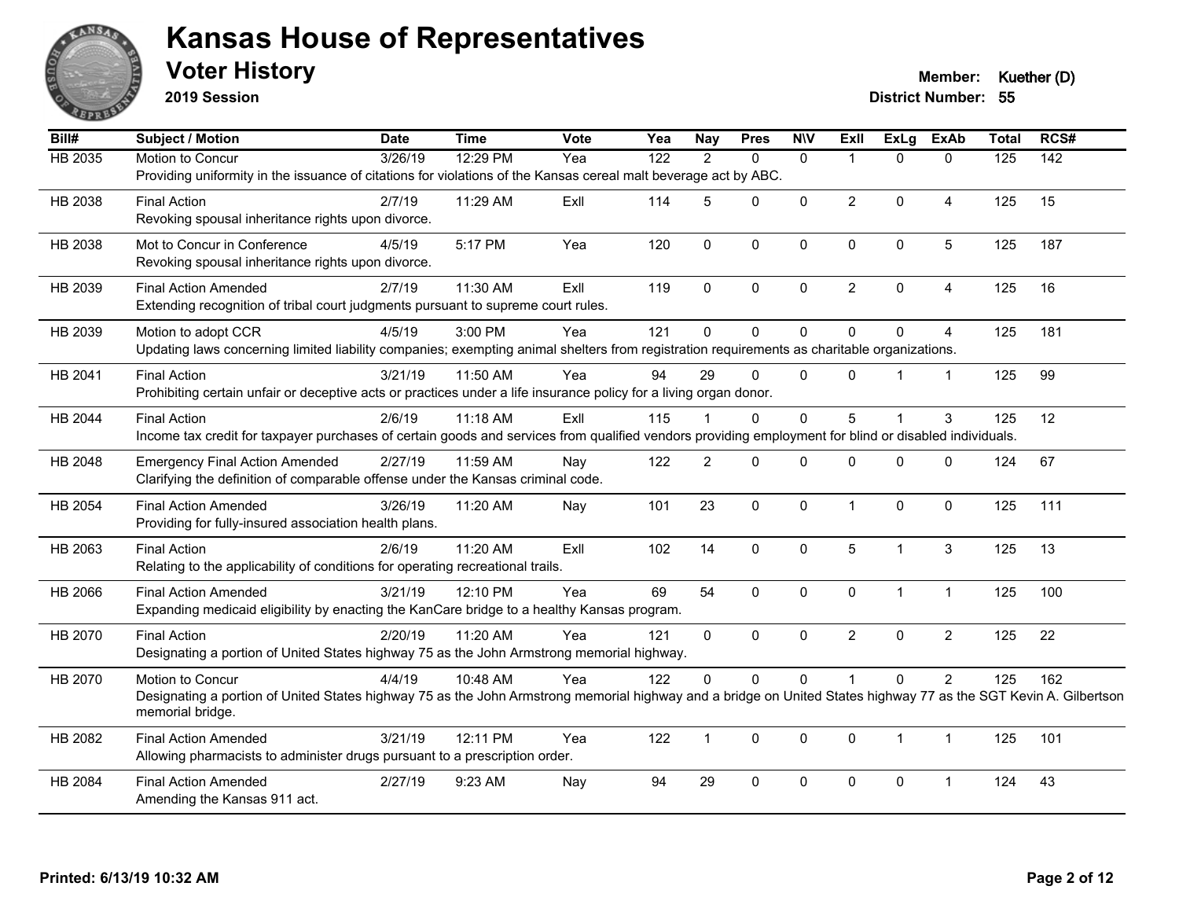# Kansas House of Representatives

## Voter History

**2019 Session**

**Member:** Kuether (D)
**District Number:** 55

| Bill# | Subject / Motion | Date | Time | Vote | Yea | Nay | Pres | N\V | ExII | ExLg | ExAb | Total | RCS# |
|---|---|---|---|---|---|---|---|---|---|---|---|---|---|
| HB 2035 | Motion to Concur | 3/26/19 | 12:29 PM | Yea | 122 | 2 | 0 | 0 | 1 | 0 | 0 | 125 | 142 |
| | Providing uniformity in the issuance of citations for violations of the Kansas cereal malt beverage act by ABC. | | | | | | | | | | | | |
| HB 2038 | Final Action | 2/7/19 | 11:29 AM | ExII | 114 | 5 | 0 | 0 | 2 | 0 | 4 | 125 | 15 |
| | Revoking spousal inheritance rights upon divorce. | | | | | | | | | | | | |
| HB 2038 | Mot to Concur in Conference | 4/5/19 | 5:17 PM | Yea | 120 | 0 | 0 | 0 | 0 | 0 | 5 | 125 | 187 |
| | Revoking spousal inheritance rights upon divorce. | | | | | | | | | | | | |
| HB 2039 | Final Action Amended | 2/7/19 | 11:30 AM | ExII | 119 | 0 | 0 | 0 | 2 | 0 | 4 | 125 | 16 |
| | Extending recognition of tribal court judgments pursuant to supreme court rules. | | | | | | | | | | | | |
| HB 2039 | Motion to adopt CCR | 4/5/19 | 3:00 PM | Yea | 121 | 0 | 0 | 0 | 0 | 0 | 4 | 125 | 181 |
| | Updating laws concerning limited liability companies; exempting animal shelters from registration requirements as charitable organizations. | | | | | | | | | | | | |
| HB 2041 | Final Action | 3/21/19 | 11:50 AM | Yea | 94 | 29 | 0 | 0 | 0 | 1 | 1 | 125 | 99 |
| | Prohibiting certain unfair or deceptive acts or practices under a life insurance policy for a living organ donor. | | | | | | | | | | | | |
| HB 2044 | Final Action | 2/6/19 | 11:18 AM | ExII | 115 | 1 | 0 | 0 | 5 | 1 | 3 | 125 | 12 |
| | Income tax credit for taxpayer purchases of certain goods and services from qualified vendors providing employment for blind or disabled individuals. | | | | | | | | | | | | |
| HB 2048 | Emergency Final Action Amended | 2/27/19 | 11:59 AM | Nay | 122 | 2 | 0 | 0 | 0 | 0 | 0 | 124 | 67 |
| | Clarifying the definition of comparable offense under the Kansas criminal code. | | | | | | | | | | | | |
| HB 2054 | Final Action Amended | 3/26/19 | 11:20 AM | Nay | 101 | 23 | 0 | 0 | 1 | 0 | 0 | 125 | 111 |
| | Providing for fully-insured association health plans. | | | | | | | | | | | | |
| HB 2063 | Final Action | 2/6/19 | 11:20 AM | ExII | 102 | 14 | 0 | 0 | 5 | 1 | 3 | 125 | 13 |
| | Relating to the applicability of conditions for operating recreational trails. | | | | | | | | | | | | |
| HB 2066 | Final Action Amended | 3/21/19 | 12:10 PM | Yea | 69 | 54 | 0 | 0 | 0 | 1 | 1 | 125 | 100 |
| | Expanding medicaid eligibility by enacting the KanCare bridge to a healthy Kansas program. | | | | | | | | | | | | |
| HB 2070 | Final Action | 2/20/19 | 11:20 AM | Yea | 121 | 0 | 0 | 0 | 2 | 0 | 2 | 125 | 22 |
| | Designating a portion of United States highway 75 as the John Armstrong memorial highway. | | | | | | | | | | | | |
| HB 2070 | Motion to Concur | 4/4/19 | 10:48 AM | Yea | 122 | 0 | 0 | 0 | 1 | 0 | 2 | 125 | 162 |
| | Designating a portion of United States highway 75 as the John Armstrong memorial highway and a bridge on United States highway 77 as the SGT Kevin A. Gilbertson memorial bridge. | | | | | | | | | | | | |
| HB 2082 | Final Action Amended | 3/21/19 | 12:11 PM | Yea | 122 | 1 | 0 | 0 | 0 | 1 | 1 | 125 | 101 |
| | Allowing pharmacists to administer drugs pursuant to a prescription order. | | | | | | | | | | | | |
| HB 2084 | Final Action Amended | 2/27/19 | 9:23 AM | Nay | 94 | 29 | 0 | 0 | 0 | 0 | 1 | 124 | 43 |
| | Amending the Kansas 911 act. | | | | | | | | | | | | |

Printed: 6/13/19 10:32 AM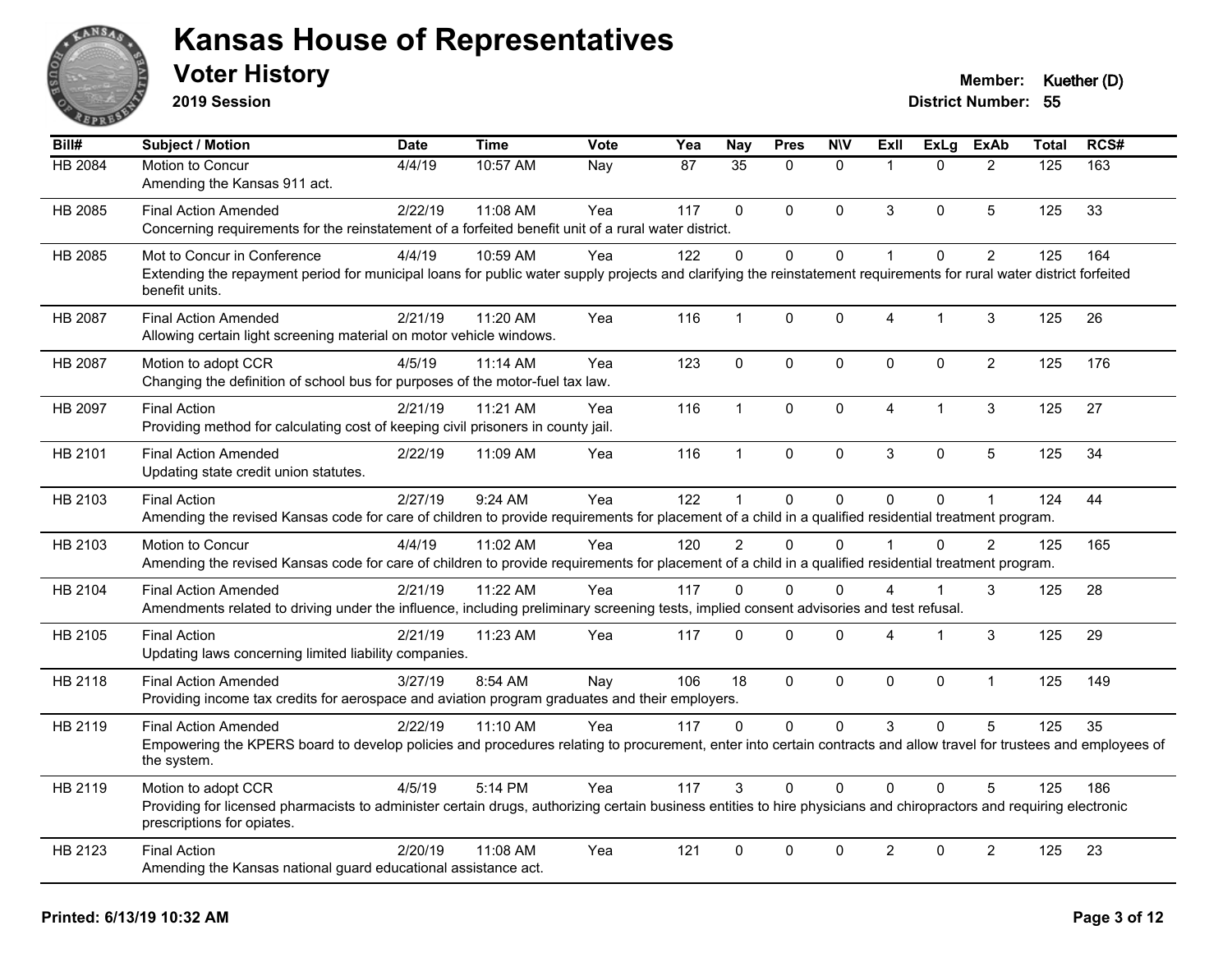# Kansas House of Representatives

## Voter History

**2019 Session**

**Member:** Kuether (D)
**District Number:** 55

| Bill# | Subject / Motion | Date | Time | Vote | Yea | Nay | Pres | N\V | ExII | ExLg | ExAb | Total | RCS# |
|---|---|---|---|---|---|---|---|---|---|---|---|---|---|
| HB 2084 | Motion to Concur<br>Amending the Kansas 911 act. | 4/4/19 | 10:57 AM | Nay | 87 | 35 | 0 | 0 | 1 | 0 | 2 | 125 | 163 |
| HB 2085 | Final Action Amended<br>Concerning requirements for the reinstatement of a forfeited benefit unit of a rural water district. | 2/22/19 | 11:08 AM | Yea | 117 | 0 | 0 | 0 | 3 | 0 | 5 | 125 | 33 |
| HB 2085 | Mot to Concur in Conference<br>Extending the repayment period for municipal loans for public water supply projects and clarifying the reinstatement requirements for rural water district forfeited benefit units. | 4/4/19 | 10:59 AM | Yea | 122 | 0 | 0 | 0 | 1 | 0 | 2 | 125 | 164 |
| HB 2087 | Final Action Amended<br>Allowing certain light screening material on motor vehicle windows. | 2/21/19 | 11:20 AM | Yea | 116 | 1 | 0 | 0 | 4 | 1 | 3 | 125 | 26 |
| HB 2087 | Motion to adopt CCR<br>Changing the definition of school bus for purposes of the motor-fuel tax law. | 4/5/19 | 11:14 AM | Yea | 123 | 0 | 0 | 0 | 0 | 0 | 2 | 125 | 176 |
| HB 2097 | Final Action<br>Providing method for calculating cost of keeping civil prisoners in county jail. | 2/21/19 | 11:21 AM | Yea | 116 | 1 | 0 | 0 | 4 | 1 | 3 | 125 | 27 |
| HB 2101 | Final Action Amended<br>Updating state credit union statutes. | 2/22/19 | 11:09 AM | Yea | 116 | 1 | 0 | 0 | 3 | 0 | 5 | 125 | 34 |
| HB 2103 | Final Action<br>Amending the revised Kansas code for care of children to provide requirements for placement of a child in a qualified residential treatment program. | 2/27/19 | 9:24 AM | Yea | 122 | 1 | 0 | 0 | 0 | 0 | 1 | 124 | 44 |
| HB 2103 | Motion to Concur<br>Amending the revised Kansas code for care of children to provide requirements for placement of a child in a qualified residential treatment program. | 4/4/19 | 11:02 AM | Yea | 120 | 2 | 0 | 0 | 1 | 0 | 2 | 125 | 165 |
| HB 2104 | Final Action Amended<br>Amendments related to driving under the influence, including preliminary screening tests, implied consent advisories and test refusal. | 2/21/19 | 11:22 AM | Yea | 117 | 0 | 0 | 0 | 4 | 1 | 3 | 125 | 28 |
| HB 2105 | Final Action<br>Updating laws concerning limited liability companies. | 2/21/19 | 11:23 AM | Yea | 117 | 0 | 0 | 0 | 4 | 1 | 3 | 125 | 29 |
| HB 2118 | Final Action Amended<br>Providing income tax credits for aerospace and aviation program graduates and their employers. | 3/27/19 | 8:54 AM | Nay | 106 | 18 | 0 | 0 | 0 | 0 | 1 | 125 | 149 |
| HB 2119 | Final Action Amended<br>Empowering the KPERS board to develop policies and procedures relating to procurement, enter into certain contracts and allow travel for trustees and employees of the system. | 2/22/19 | 11:10 AM | Yea | 117 | 0 | 0 | 0 | 3 | 0 | 5 | 125 | 35 |
| HB 2119 | Motion to adopt CCR<br>Providing for licensed pharmacists to administer certain drugs, authorizing certain business entities to hire physicians and chiropractors and requiring electronic prescriptions for opiates. | 4/5/19 | 5:14 PM | Yea | 117 | 3 | 0 | 0 | 0 | 0 | 5 | 125 | 186 |
| HB 2123 | Final Action<br>Amending the Kansas national guard educational assistance act. | 2/20/19 | 11:08 AM | Yea | 121 | 0 | 0 | 0 | 2 | 0 | 2 | 125 | 23 |

**Printed: 6/13/19 10:32 AM**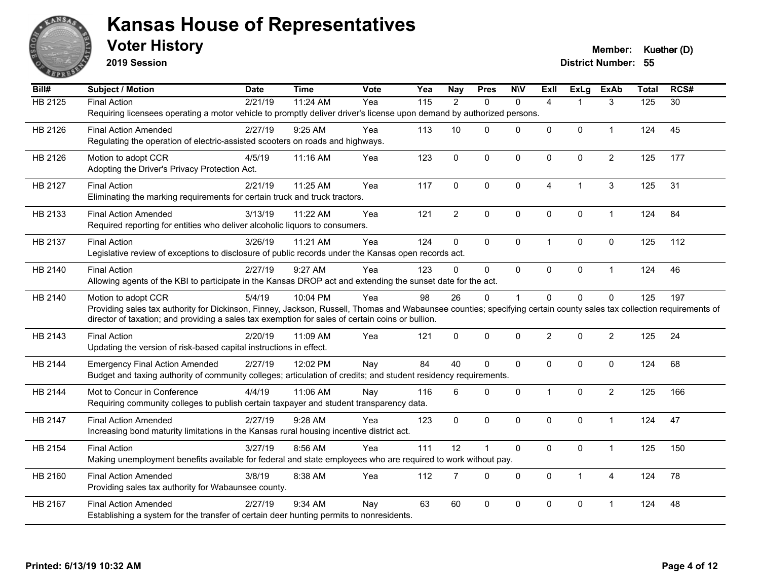# Kansas House of Representatives

## Voter History

**2019 Session**

**Member:** Kuether (D)

**District Number:** 55

| Bill# | Subject / Motion | Date | Time | Vote | Yea | Nay | Pres | N\V | ExII | ExLg | ExAb | Total | RCS# |
|---|---|---|---|---|---|---|---|---|---|---|---|---|---|
| HB 2125 | Final Action | 2/21/19 | 11:24 AM | Yea | 115 | 2 | 0 | 0 | 4 | 1 | 3 | 125 | 30 |
| | Requiring licensees operating a motor vehicle to promptly deliver driver's license upon demand by authorized persons. | | | | | | | | | | | | |
| HB 2126 | Final Action Amended | 2/27/19 | 9:25 AM | Yea | 113 | 10 | 0 | 0 | 0 | 0 | 1 | 124 | 45 |
| | Regulating the operation of electric-assisted scooters on roads and highways. | | | | | | | | | | | | |
| HB 2126 | Motion to adopt CCR | 4/5/19 | 11:16 AM | Yea | 123 | 0 | 0 | 0 | 0 | 0 | 2 | 125 | 177 |
| | Adopting the Driver's Privacy Protection Act. | | | | | | | | | | | | |
| HB 2127 | Final Action | 2/21/19 | 11:25 AM | Yea | 117 | 0 | 0 | 0 | 4 | 1 | 3 | 125 | 31 |
| | Eliminating the marking requirements for certain truck and truck tractors. | | | | | | | | | | | | |
| HB 2133 | Final Action Amended | 3/13/19 | 11:22 AM | Yea | 121 | 2 | 0 | 0 | 0 | 0 | 1 | 124 | 84 |
| | Required reporting for entities who deliver alcoholic liquors to consumers. | | | | | | | | | | | | |
| HB 2137 | Final Action | 3/26/19 | 11:21 AM | Yea | 124 | 0 | 0 | 0 | 1 | 0 | 0 | 125 | 112 |
| | Legislative review of exceptions to disclosure of public records under the Kansas open records act. | | | | | | | | | | | | |
| HB 2140 | Final Action | 2/27/19 | 9:27 AM | Yea | 123 | 0 | 0 | 0 | 0 | 0 | 1 | 124 | 46 |
| | Allowing agents of the KBI to participate in the Kansas DROP act and extending the sunset date for the act. | | | | | | | | | | | | |
| HB 2140 | Motion to adopt CCR | 5/4/19 | 10:04 PM | Yea | 98 | 26 | 0 | 1 | 0 | 0 | 0 | 125 | 197 |
| | Providing sales tax authority for Dickinson, Finney, Jackson, Russell, Thomas and Wabaunsee counties; specifying certain county sales tax collection requirements of director of taxation; and providing a sales tax exemption for sales of certain coins or bullion. | | | | | | | | | | | | |
| HB 2143 | Final Action | 2/20/19 | 11:09 AM | Yea | 121 | 0 | 0 | 0 | 2 | 0 | 2 | 125 | 24 |
| | Updating the version of risk-based capital instructions in effect. | | | | | | | | | | | | |
| HB 2144 | Emergency Final Action Amended | 2/27/19 | 12:02 PM | Nay | 84 | 40 | 0 | 0 | 0 | 0 | 0 | 124 | 68 |
| | Budget and taxing authority of community colleges; articulation of credits; and student residency requirements. | | | | | | | | | | | | |
| HB 2144 | Mot to Concur in Conference | 4/4/19 | 11:06 AM | Nay | 116 | 6 | 0 | 0 | 1 | 0 | 2 | 125 | 166 |
| | Requiring community colleges to publish certain taxpayer and student transparency data. | | | | | | | | | | | | |
| HB 2147 | Final Action Amended | 2/27/19 | 9:28 AM | Yea | 123 | 0 | 0 | 0 | 0 | 0 | 1 | 124 | 47 |
| | Increasing bond maturity limitations in the Kansas rural housing incentive district act. | | | | | | | | | | | | |
| HB 2154 | Final Action | 3/27/19 | 8:56 AM | Yea | 111 | 12 | 1 | 0 | 0 | 0 | 1 | 125 | 150 |
| | Making unemployment benefits available for federal and state employees who are required to work without pay. | | | | | | | | | | | | |
| HB 2160 | Final Action Amended | 3/8/19 | 8:38 AM | Yea | 112 | 7 | 0 | 0 | 0 | 1 | 4 | 124 | 78 |
| | Providing sales tax authority for Wabaunsee county. | | | | | | | | | | | | |
| HB 2167 | Final Action Amended | 2/27/19 | 9:34 AM | Nay | 63 | 60 | 0 | 0 | 0 | 0 | 1 | 124 | 48 |
| | Establishing a system for the transfer of certain deer hunting permits to nonresidents. | | | | | | | | | | | | |

**Printed: 6/13/19 10:32 AM**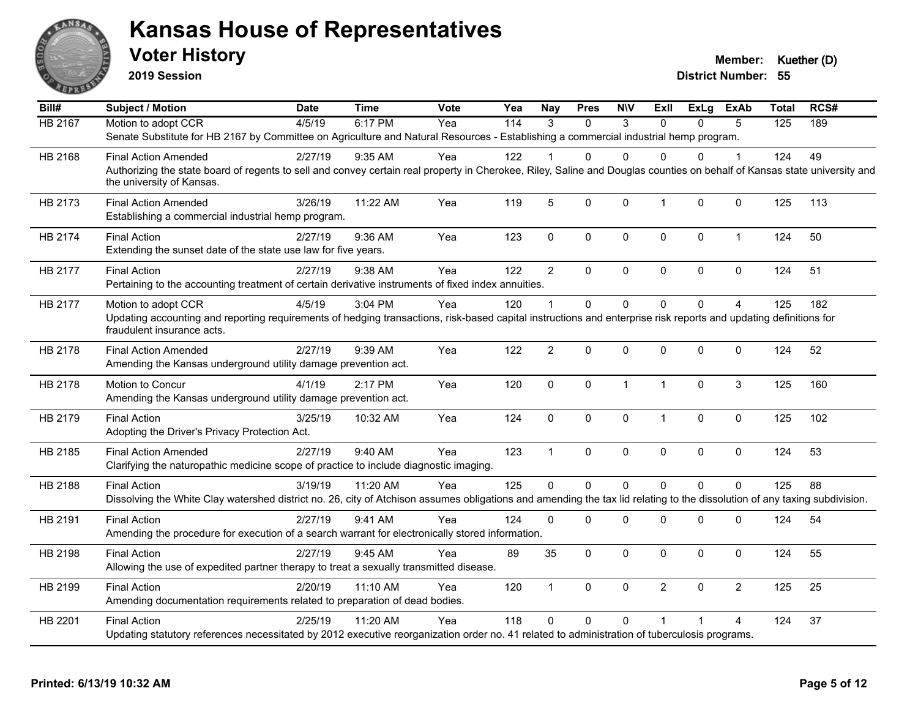# Kansas House of Representatives

## Voter History

**2019 Session**

**Member:** Kuether (D)
**District Number:** 55

| Bill# | Subject / Motion | Date | Time | Vote | Yea | Nay | Pres | N\V | ExII | ExLg | ExAb | Total | RCS# |
|---|---|---|---|---|---|---|---|---|---|---|---|---|---|
| HB 2167 | Motion to adopt CCR | 4/5/19 | 6:17 PM | Yea | 114 | 3 | 0 | 3 | 0 | 0 | 5 | 125 | 189 |
| | Senate Substitute for HB 2167 by Committee on Agriculture and Natural Resources - Establishing a commercial industrial hemp program. | | | | | | | | | | | | |
| HB 2168 | Final Action Amended | 2/27/19 | 9:35 AM | Yea | 122 | 1 | 0 | 0 | 0 | 0 | 1 | 124 | 49 |
| | Authorizing the state board of regents to sell and convey certain real property in Cherokee, Riley, Saline and Douglas counties on behalf of Kansas state university and the university of Kansas. | | | | | | | | | | | | |
| HB 2173 | Final Action Amended | 3/26/19 | 11:22 AM | Yea | 119 | 5 | 0 | 0 | 1 | 0 | 0 | 125 | 113 |
| | Establishing a commercial industrial hemp program. | | | | | | | | | | | | |
| HB 2174 | Final Action | 2/27/19 | 9:36 AM | Yea | 123 | 0 | 0 | 0 | 0 | 0 | 1 | 124 | 50 |
| | Extending the sunset date of the state use law for five years. | | | | | | | | | | | | |
| HB 2177 | Final Action | 2/27/19 | 9:38 AM | Yea | 122 | 2 | 0 | 0 | 0 | 0 | 0 | 124 | 51 |
| | Pertaining to the accounting treatment of certain derivative instruments of fixed index annuities. | | | | | | | | | | | | |
| HB 2177 | Motion to adopt CCR | 4/5/19 | 3:04 PM | Yea | 120 | 1 | 0 | 0 | 0 | 0 | 4 | 125 | 182 |
| | Updating accounting and reporting requirements of hedging transactions, risk-based capital instructions and enterprise risk reports and updating definitions for fraudulent insurance acts. | | | | | | | | | | | | |
| HB 2178 | Final Action Amended | 2/27/19 | 9:39 AM | Yea | 122 | 2 | 0 | 0 | 0 | 0 | 0 | 124 | 52 |
| | Amending the Kansas underground utility damage prevention act. | | | | | | | | | | | | |
| HB 2178 | Motion to Concur | 4/1/19 | 2:17 PM | Yea | 120 | 0 | 0 | 1 | 1 | 0 | 3 | 125 | 160 |
| | Amending the Kansas underground utility damage prevention act. | | | | | | | | | | | | |
| HB 2179 | Final Action | 3/25/19 | 10:32 AM | Yea | 124 | 0 | 0 | 0 | 1 | 0 | 0 | 125 | 102 |
| | Adopting the Driver's Privacy Protection Act. | | | | | | | | | | | | |
| HB 2185 | Final Action Amended | 2/27/19 | 9:40 AM | Yea | 123 | 1 | 0 | 0 | 0 | 0 | 0 | 124 | 53 |
| | Clarifying the naturopathic medicine scope of practice to include diagnostic imaging. | | | | | | | | | | | | |
| HB 2188 | Final Action | 3/19/19 | 11:20 AM | Yea | 125 | 0 | 0 | 0 | 0 | 0 | 0 | 125 | 88 |
| | Dissolving the White Clay watershed district no. 26, city of Atchison assumes obligations and amending the tax lid relating to the dissolution of any taxing subdivision. | | | | | | | | | | | | |
| HB 2191 | Final Action | 2/27/19 | 9:41 AM | Yea | 124 | 0 | 0 | 0 | 0 | 0 | 0 | 124 | 54 |
| | Amending the procedure for execution of a search warrant for electronically stored information. | | | | | | | | | | | | |
| HB 2198 | Final Action | 2/27/19 | 9:45 AM | Yea | 89 | 35 | 0 | 0 | 0 | 0 | 0 | 124 | 55 |
| | Allowing the use of expedited partner therapy to treat a sexually transmitted disease. | | | | | | | | | | | | |
| HB 2199 | Final Action | 2/20/19 | 11:10 AM | Yea | 120 | 1 | 0 | 0 | 2 | 0 | 2 | 125 | 25 |
| | Amending documentation requirements related to preparation of dead bodies. | | | | | | | | | | | | |
| HB 2201 | Final Action | 2/25/19 | 11:20 AM | Yea | 118 | 0 | 0 | 0 | 1 | 1 | 4 | 124 | 37 |
| | Updating statutory references necessitated by 2012 executive reorganization order no. 41 related to administration of tuberculosis programs. | | | | | | | | | | | | |

Printed: 6/13/19 10:32 AM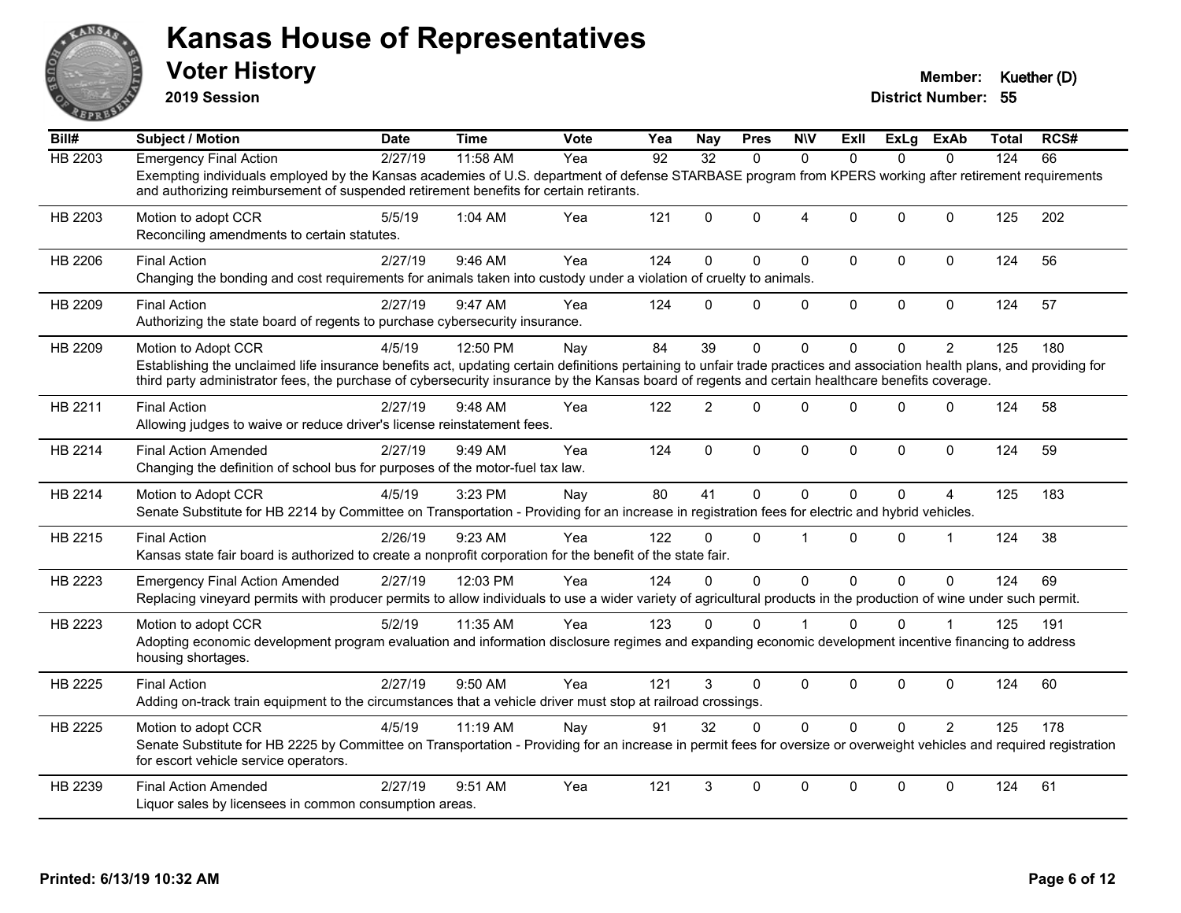# Kansas House of Representatives

## Voter History

**2019 Session**

**Member:** Kuether (D)
**District Number:** 55

| Bill# | Subject / Motion | Date | Time | Vote | Yea | Nay | Pres | N\V | ExII | ExLg | ExAb | Total | RCS# |
|---|---|---|---|---|---|---|---|---|---|---|---|---|---|
| HB 2203 | Emergency Final Action | 2/27/19 | 11:58 AM | Yea | 92 | 32 | 0 | 0 | 0 | 0 | 0 | 124 | 66 |
| | Exempting individuals employed by the Kansas academies of U.S. department of defense STARBASE program from KPERS working after retirement requirements and authorizing reimbursement of suspended retirement benefits for certain retirants. | | | | | | | | | | | | |
| HB 2203 | Motion to adopt CCR | 5/5/19 | 1:04 AM | Yea | 121 | 0 | 0 | 4 | 0 | 0 | 0 | 125 | 202 |
| | Reconciling amendments to certain statutes. | | | | | | | | | | | | |
| HB 2206 | Final Action | 2/27/19 | 9:46 AM | Yea | 124 | 0 | 0 | 0 | 0 | 0 | 0 | 124 | 56 |
| | Changing the bonding and cost requirements for animals taken into custody under a violation of cruelty to animals. | | | | | | | | | | | | |
| HB 2209 | Final Action | 2/27/19 | 9:47 AM | Yea | 124 | 0 | 0 | 0 | 0 | 0 | 0 | 124 | 57 |
| | Authorizing the state board of regents to purchase cybersecurity insurance. | | | | | | | | | | | | |
| HB 2209 | Motion to Adopt CCR | 4/5/19 | 12:50 PM | Nay | 84 | 39 | 0 | 0 | 0 | 0 | 2 | 125 | 180 |
| | Establishing the unclaimed life insurance benefits act, updating certain definitions pertaining to unfair trade practices and association health plans, and providing for third party administrator fees, the purchase of cybersecurity insurance by the Kansas board of regents and certain healthcare benefits coverage. | | | | | | | | | | | | |
| HB 2211 | Final Action | 2/27/19 | 9:48 AM | Yea | 122 | 2 | 0 | 0 | 0 | 0 | 0 | 124 | 58 |
| | Allowing judges to waive or reduce driver's license reinstatement fees. | | | | | | | | | | | | |
| HB 2214 | Final Action Amended | 2/27/19 | 9:49 AM | Yea | 124 | 0 | 0 | 0 | 0 | 0 | 0 | 124 | 59 |
| | Changing the definition of school bus for purposes of the motor-fuel tax law. | | | | | | | | | | | | |
| HB 2214 | Motion to Adopt CCR | 4/5/19 | 3:23 PM | Nay | 80 | 41 | 0 | 0 | 0 | 0 | 4 | 125 | 183 |
| | Senate Substitute for HB 2214 by Committee on Transportation - Providing for an increase in registration fees for electric and hybrid vehicles. | | | | | | | | | | | | |
| HB 2215 | Final Action | 2/26/19 | 9:23 AM | Yea | 122 | 0 | 0 | 1 | 0 | 0 | 1 | 124 | 38 |
| | Kansas state fair board is authorized to create a nonprofit corporation for the benefit of the state fair. | | | | | | | | | | | | |
| HB 2223 | Emergency Final Action Amended | 2/27/19 | 12:03 PM | Yea | 124 | 0 | 0 | 0 | 0 | 0 | 0 | 124 | 69 |
| | Replacing vineyard permits with producer permits to allow individuals to use a wider variety of agricultural products in the production of wine under such permit. | | | | | | | | | | | | |
| HB 2223 | Motion to adopt CCR | 5/2/19 | 11:35 AM | Yea | 123 | 0 | 0 | 1 | 0 | 0 | 1 | 125 | 191 |
| | Adopting economic development program evaluation and information disclosure regimes and expanding economic development incentive financing to address housing shortages. | | | | | | | | | | | | |
| HB 2225 | Final Action | 2/27/19 | 9:50 AM | Yea | 121 | 3 | 0 | 0 | 0 | 0 | 0 | 124 | 60 |
| | Adding on-track train equipment to the circumstances that a vehicle driver must stop at railroad crossings. | | | | | | | | | | | | |
| HB 2225 | Motion to adopt CCR | 4/5/19 | 11:19 AM | Nay | 91 | 32 | 0 | 0 | 0 | 0 | 2 | 125 | 178 |
| | Senate Substitute for HB 2225 by Committee on Transportation - Providing for an increase in permit fees for oversize or overweight vehicles and required registration for escort vehicle service operators. | | | | | | | | | | | | |
| HB 2239 | Final Action Amended | 2/27/19 | 9:51 AM | Yea | 121 | 3 | 0 | 0 | 0 | 0 | 0 | 124 | 61 |
| | Liquor sales by licensees in common consumption areas. | | | | | | | | | | | | |

Printed: 6/13/19 10:32 AM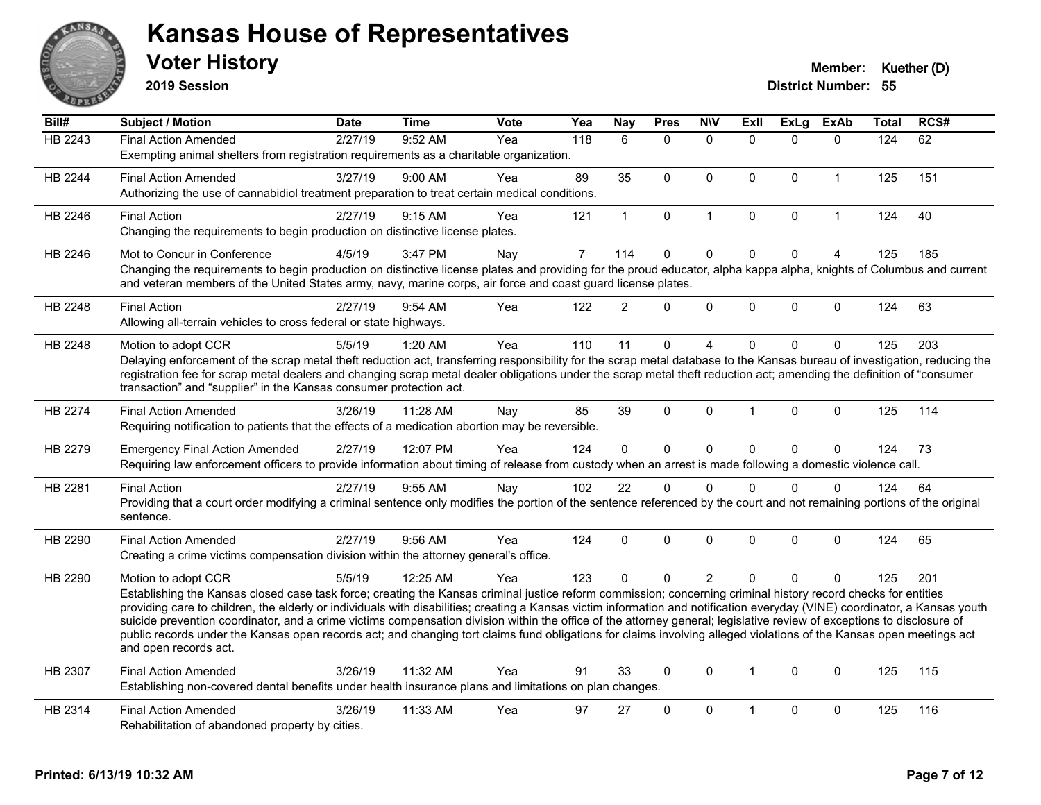# Kansas House of Representatives

## Voter History

**2019 Session**

**Member:** Kuether (D)
**District Number:** 55

| Bill# | Subject / Motion | Date | Time | Vote | Yea | Nay | Pres | N\V | ExII | ExLg | ExAb | Total | RCS# |
|---|---|---|---|---|---|---|---|---|---|---|---|---|---|
| HB 2243 | Final Action Amended | 2/27/19 | 9:52 AM | Yea | 118 | 6 | 0 | 0 | 0 | 0 | 0 | 124 | 62 |
| | Exempting animal shelters from registration requirements as a charitable organization. | | | | | | | | | | | | |
| HB 2244 | Final Action Amended | 3/27/19 | 9:00 AM | Yea | 89 | 35 | 0 | 0 | 0 | 0 | 1 | 125 | 151 |
| | Authorizing the use of cannabidiol treatment preparation to treat certain medical conditions. | | | | | | | | | | | | |
| HB 2246 | Final Action | 2/27/19 | 9:15 AM | Yea | 121 | 1 | 0 | 1 | 0 | 0 | 1 | 124 | 40 |
| | Changing the requirements to begin production on distinctive license plates. | | | | | | | | | | | | |
| HB 2246 | Mot to Concur in Conference | 4/5/19 | 3:47 PM | Nay | 7 | 114 | 0 | 0 | 0 | 0 | 4 | 125 | 185 |
| | Changing the requirements to begin production on distinctive license plates and providing for the proud educator, alpha kappa alpha, knights of Columbus and current and veteran members of the United States army, navy, marine corps, air force and coast guard license plates. | | | | | | | | | | | | |
| HB 2248 | Final Action | 2/27/19 | 9:54 AM | Yea | 122 | 2 | 0 | 0 | 0 | 0 | 0 | 124 | 63 |
| | Allowing all-terrain vehicles to cross federal or state highways. | | | | | | | | | | | | |
| HB 2248 | Motion to adopt CCR | 5/5/19 | 1:20 AM | Yea | 110 | 11 | 0 | 4 | 0 | 0 | 0 | 125 | 203 |
| | Delaying enforcement of the scrap metal theft reduction act, transferring responsibility for the scrap metal database to the Kansas bureau of investigation, reducing the registration fee for scrap metal dealers and changing scrap metal dealer obligations under the scrap metal theft reduction act; amending the definition of "consumer transaction" and "supplier" in the Kansas consumer protection act. | | | | | | | | | | | | |
| HB 2274 | Final Action Amended | 3/26/19 | 11:28 AM | Nay | 85 | 39 | 0 | 0 | 1 | 0 | 0 | 125 | 114 |
| | Requiring notification to patients that the effects of a medication abortion may be reversible. | | | | | | | | | | | | |
| HB 2279 | Emergency Final Action Amended | 2/27/19 | 12:07 PM | Yea | 124 | 0 | 0 | 0 | 0 | 0 | 0 | 124 | 73 |
| | Requiring law enforcement officers to provide information about timing of release from custody when an arrest is made following a domestic violence call. | | | | | | | | | | | | |
| HB 2281 | Final Action | 2/27/19 | 9:55 AM | Nay | 102 | 22 | 0 | 0 | 0 | 0 | 0 | 124 | 64 |
| | Providing that a court order modifying a criminal sentence only modifies the portion of the sentence referenced by the court and not remaining portions of the original sentence. | | | | | | | | | | | | |
| HB 2290 | Final Action Amended | 2/27/19 | 9:56 AM | Yea | 124 | 0 | 0 | 0 | 0 | 0 | 0 | 124 | 65 |
| | Creating a crime victims compensation division within the attorney general's office. | | | | | | | | | | | | |
| HB 2290 | Motion to adopt CCR | 5/5/19 | 12:25 AM | Yea | 123 | 0 | 0 | 2 | 0 | 0 | 0 | 125 | 201 |
| | Establishing the Kansas closed case task force; creating the Kansas criminal justice reform commission; concerning criminal history record checks for entities providing care to children, the elderly or individuals with disabilities; creating a Kansas victim information and notification everyday (VINE) coordinator, a Kansas youth suicide prevention coordinator, and a crime victims compensation division within the office of the attorney general; legislative review of exceptions to disclosure of public records under the Kansas open records act; and changing tort claims fund obligations for claims involving alleged violations of the Kansas open meetings act and open records act. | | | | | | | | | | | | |
| HB 2307 | Final Action Amended | 3/26/19 | 11:32 AM | Yea | 91 | 33 | 0 | 0 | 1 | 0 | 0 | 125 | 115 |
| | Establishing non-covered dental benefits under health insurance plans and limitations on plan changes. | | | | | | | | | | | | |
| HB 2314 | Final Action Amended | 3/26/19 | 11:33 AM | Yea | 97 | 27 | 0 | 0 | 1 | 0 | 0 | 125 | 116 |
| | Rehabilitation of abandoned property by cities. | | | | | | | | | | | | |

Printed: 6/13/19 10:32 AM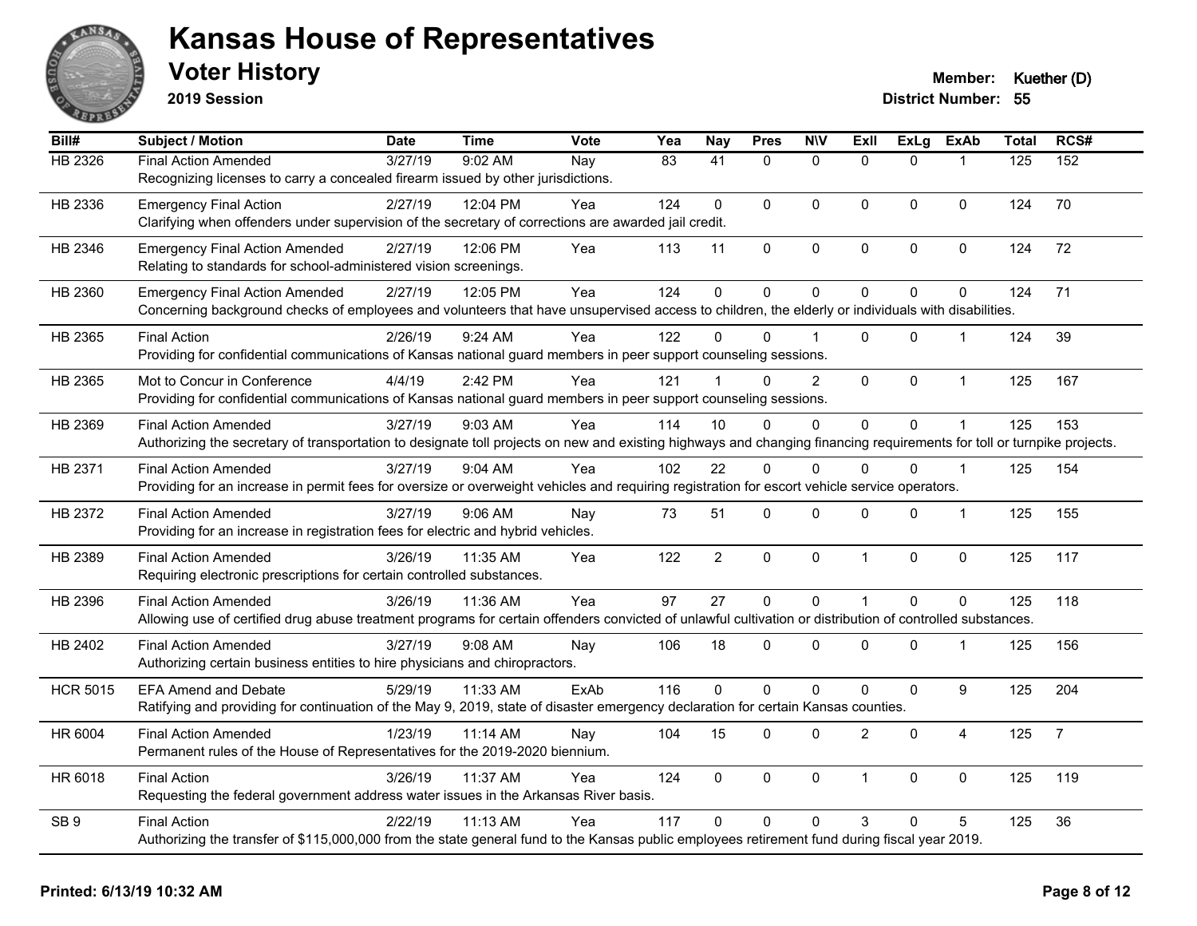# Kansas House of Representatives

## Voter History

**2019 Session**

**Member:** Kuether (D)

**District Number:** 55

| Bill# | Subject / Motion | Date | Time | Vote | Yea | Nay | Pres | N\V | ExII | ExLg | ExAb | Total | RCS# |
|---|---|---|---|---|---|---|---|---|---|---|---|---|---|
| HB 2326 | Final Action Amended | 3/27/19 | 9:02 AM | Nay | 83 | 41 | 0 | 0 | 0 | 0 | 1 | 125 | 152 |
| | Recognizing licenses to carry a concealed firearm issued by other jurisdictions. | | | | | | | | | | | | |
| HB 2336 | Emergency Final Action | 2/27/19 | 12:04 PM | Yea | 124 | 0 | 0 | 0 | 0 | 0 | 0 | 124 | 70 |
| | Clarifying when offenders under supervision of the secretary of corrections are awarded jail credit. | | | | | | | | | | | | |
| HB 2346 | Emergency Final Action Amended | 2/27/19 | 12:06 PM | Yea | 113 | 11 | 0 | 0 | 0 | 0 | 0 | 124 | 72 |
| | Relating to standards for school-administered vision screenings. | | | | | | | | | | | | |
| HB 2360 | Emergency Final Action Amended | 2/27/19 | 12:05 PM | Yea | 124 | 0 | 0 | 0 | 0 | 0 | 0 | 124 | 71 |
| | Concerning background checks of employees and volunteers that have unsupervised access to children, the elderly or individuals with disabilities. | | | | | | | | | | | | |
| HB 2365 | Final Action | 2/26/19 | 9:24 AM | Yea | 122 | 0 | 0 | 1 | 0 | 0 | 1 | 124 | 39 |
| | Providing for confidential communications of Kansas national guard members in peer support counseling sessions. | | | | | | | | | | | | |
| HB 2365 | Mot to Concur in Conference | 4/4/19 | 2:42 PM | Yea | 121 | 1 | 0 | 2 | 0 | 0 | 1 | 125 | 167 |
| | Providing for confidential communications of Kansas national guard members in peer support counseling sessions. | | | | | | | | | | | | |
| HB 2369 | Final Action Amended | 3/27/19 | 9:03 AM | Yea | 114 | 10 | 0 | 0 | 0 | 0 | 1 | 125 | 153 |
| | Authorizing the secretary of transportation to designate toll projects on new and existing highways and changing financing requirements for toll or turnpike projects. | | | | | | | | | | | | |
| HB 2371 | Final Action Amended | 3/27/19 | 9:04 AM | Yea | 102 | 22 | 0 | 0 | 0 | 0 | 1 | 125 | 154 |
| | Providing for an increase in permit fees for oversize or overweight vehicles and requiring registration for escort vehicle service operators. | | | | | | | | | | | | |
| HB 2372 | Final Action Amended | 3/27/19 | 9:06 AM | Nay | 73 | 51 | 0 | 0 | 0 | 0 | 1 | 125 | 155 |
| | Providing for an increase in registration fees for electric and hybrid vehicles. | | | | | | | | | | | | |
| HB 2389 | Final Action Amended | 3/26/19 | 11:35 AM | Yea | 122 | 2 | 0 | 0 | 1 | 0 | 0 | 125 | 117 |
| | Requiring electronic prescriptions for certain controlled substances. | | | | | | | | | | | | |
| HB 2396 | Final Action Amended | 3/26/19 | 11:36 AM | Yea | 97 | 27 | 0 | 0 | 1 | 0 | 0 | 125 | 118 |
| | Allowing use of certified drug abuse treatment programs for certain offenders convicted of unlawful cultivation or distribution of controlled substances. | | | | | | | | | | | | |
| HB 2402 | Final Action Amended | 3/27/19 | 9:08 AM | Nay | 106 | 18 | 0 | 0 | 0 | 0 | 1 | 125 | 156 |
| | Authorizing certain business entities to hire physicians and chiropractors. | | | | | | | | | | | | |
| HCR 5015 | EFA Amend and Debate | 5/29/19 | 11:33 AM | ExAb | 116 | 0 | 0 | 0 | 0 | 0 | 9 | 125 | 204 |
| | Ratifying and providing for continuation of the May 9, 2019, state of disaster emergency declaration for certain Kansas counties. | | | | | | | | | | | | |
| HR 6004 | Final Action Amended | 1/23/19 | 11:14 AM | Nay | 104 | 15 | 0 | 0 | 2 | 0 | 4 | 125 | 7 |
| | Permanent rules of the House of Representatives for the 2019-2020 biennium. | | | | | | | | | | | | |
| HR 6018 | Final Action | 3/26/19 | 11:37 AM | Yea | 124 | 0 | 0 | 0 | 1 | 0 | 0 | 125 | 119 |
| | Requesting the federal government address water issues in the Arkansas River basis. | | | | | | | | | | | | |
| SB 9 | Final Action | 2/22/19 | 11:13 AM | Yea | 117 | 0 | 0 | 0 | 3 | 0 | 5 | 125 | 36 |
| | Authorizing the transfer of $115,000,000 from the state general fund to the Kansas public employees retirement fund during fiscal year 2019. | | | | | | | | | | | | |

**Printed: 6/13/19 10:32 AM**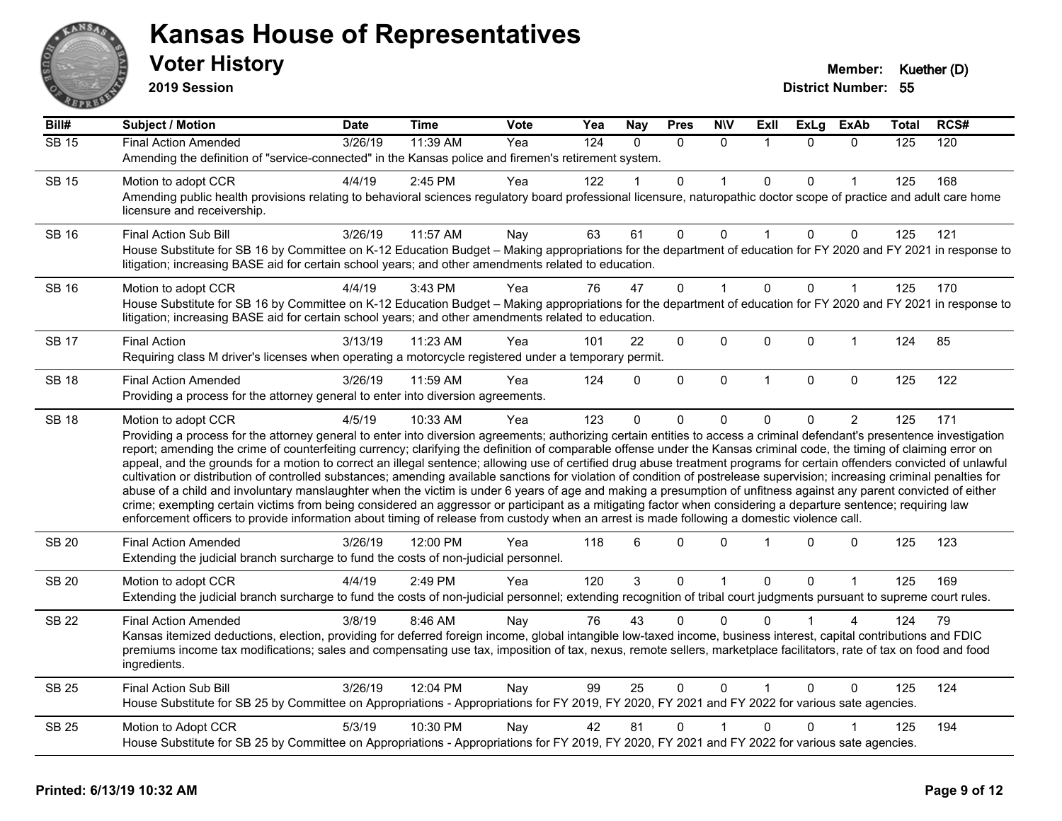# Kansas House of Representatives

## Voter History

**2019 Session**

**Member:** Kuether (D)
**District Number:** 55

| Bill# | Subject / Motion | Date | Time | Vote | Yea | Nay | Pres | N\V | ExII | ExLg | ExAb | Total | RCS# |
|---|---|---|---|---|---|---|---|---|---|---|---|---|---|
| SB 15 | Final Action Amended | 3/26/19 | 11:39 AM | Yea | 124 | 0 | 0 | 0 | 1 | 0 | 0 | 125 | 120 |
| | Amending the definition of "service-connected" in the Kansas police and firemen's retirement system. | | | | | | | | | | | | |
| SB 15 | Motion to adopt CCR | 4/4/19 | 2:45 PM | Yea | 122 | 1 | 0 | 1 | 0 | 0 | 1 | 125 | 168 |
| | Amending public health provisions relating to behavioral sciences regulatory board professional licensure, naturopathic doctor scope of practice and adult care home licensure and receivership. | | | | | | | | | | | | |
| SB 16 | Final Action Sub Bill | 3/26/19 | 11:57 AM | Nay | 63 | 61 | 0 | 0 | 1 | 0 | 0 | 125 | 121 |
| | House Substitute for SB 16 by Committee on K-12 Education Budget – Making appropriations for the department of education for FY 2020 and FY 2021 in response to litigation; increasing BASE aid for certain school years; and other amendments related to education. | | | | | | | | | | | | |
| SB 16 | Motion to adopt CCR | 4/4/19 | 3:43 PM | Yea | 76 | 47 | 0 | 1 | 0 | 0 | 1 | 125 | 170 |
| | House Substitute for SB 16 by Committee on K-12 Education Budget – Making appropriations for the department of education for FY 2020 and FY 2021 in response to litigation; increasing BASE aid for certain school years; and other amendments related to education. | | | | | | | | | | | | |
| SB 17 | Final Action | 3/13/19 | 11:23 AM | Yea | 101 | 22 | 0 | 0 | 0 | 0 | 1 | 124 | 85 |
| | Requiring class M driver's licenses when operating a motorcycle registered under a temporary permit. | | | | | | | | | | | | |
| SB 18 | Final Action Amended | 3/26/19 | 11:59 AM | Yea | 124 | 0 | 0 | 0 | 1 | 0 | 0 | 125 | 122 |
| | Providing a process for the attorney general to enter into diversion agreements. | | | | | | | | | | | | |
| SB 18 | Motion to adopt CCR | 4/5/19 | 10:33 AM | Yea | 123 | 0 | 0 | 0 | 0 | 0 | 2 | 125 | 171 |
| | Providing a process for the attorney general to enter into diversion agreements; authorizing certain entities to access a criminal defendant's presentence investigation report; amending the crime of counterfeiting currency; clarifying the definition of comparable offense under the Kansas criminal code, the timing of claiming error on appeal, and the grounds for a motion to correct an illegal sentence; allowing use of certified drug abuse treatment programs for certain offenders convicted of unlawful cultivation or distribution of controlled substances; amending available sanctions for violation of condition of postrelease supervision; increasing criminal penalties for abuse of a child and involuntary manslaughter when the victim is under 6 years of age and making a presumption of unfitness against any parent convicted of either crime; exempting certain victims from being considered an aggressor or participant as a mitigating factor when considering a departure sentence; requiring law enforcement officers to provide information about timing of release from custody when an arrest is made following a domestic violence call. | | | | | | | | | | | | |
| SB 20 | Final Action Amended | 3/26/19 | 12:00 PM | Yea | 118 | 6 | 0 | 0 | 1 | 0 | 0 | 125 | 123 |
| | Extending the judicial branch surcharge to fund the costs of non-judicial personnel. | | | | | | | | | | | | |
| SB 20 | Motion to adopt CCR | 4/4/19 | 2:49 PM | Yea | 120 | 3 | 0 | 1 | 0 | 0 | 1 | 125 | 169 |
| | Extending the judicial branch surcharge to fund the costs of non-judicial personnel; extending recognition of tribal court judgments pursuant to supreme court rules. | | | | | | | | | | | | |
| SB 22 | Final Action Amended | 3/8/19 | 8:46 AM | Nay | 76 | 43 | 0 | 0 | 0 | 1 | 4 | 124 | 79 |
| | Kansas itemized deductions, election, providing for deferred foreign income, global intangible low-taxed income, business interest, capital contributions and FDIC premiums income tax modifications; sales and compensating use tax, imposition of tax, nexus, remote sellers, marketplace facilitators, rate of tax on food and food ingredients. | | | | | | | | | | | | |
| SB 25 | Final Action Sub Bill | 3/26/19 | 12:04 PM | Nay | 99 | 25 | 0 | 0 | 1 | 0 | 0 | 125 | 124 |
| | House Substitute for SB 25 by Committee on Appropriations - Appropriations for FY 2019, FY 2020, FY 2021 and FY 2022 for various sate agencies. | | | | | | | | | | | | |
| SB 25 | Motion to Adopt CCR | 5/3/19 | 10:30 PM | Nay | 42 | 81 | 0 | 1 | 0 | 0 | 1 | 125 | 194 |
| | House Substitute for SB 25 by Committee on Appropriations - Appropriations for FY 2019, FY 2020, FY 2021 and FY 2022 for various sate agencies. | | | | | | | | | | | | |

**Printed: 6/13/19 10:32 AM**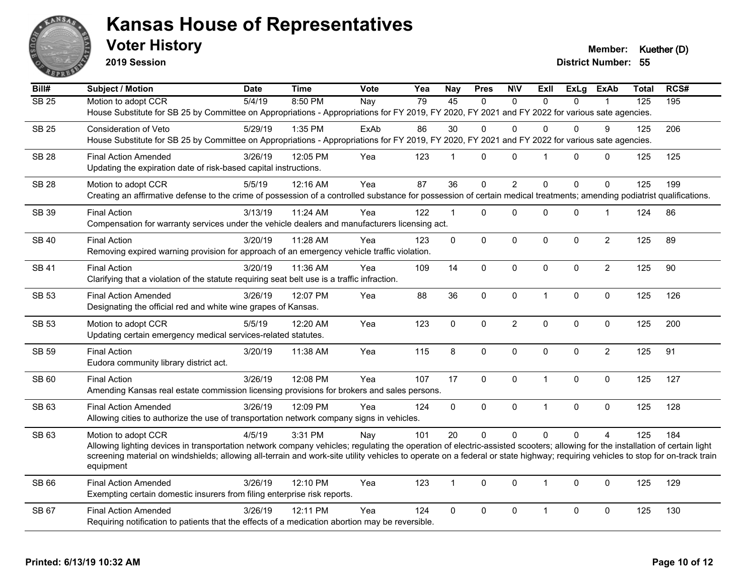# Kansas House of Representatives

## Voter History

**2019 Session**

**Member:** Kuether (D)
**District Number:** 55

| Bill# | Subject / Motion | Date | Time | Vote | Yea | Nay | Pres | N\V | ExII | ExLg | ExAb | Total | RCS# |
|---|---|---|---|---|---|---|---|---|---|---|---|---|---|
| SB 25 | Motion to adopt CCR | 5/4/19 | 8:50 PM | Nay | 79 | 45 | 0 | 0 | 0 | 0 | 1 | 125 | 195 |
| | House Substitute for SB 25 by Committee on Appropriations - Appropriations for FY 2019, FY 2020, FY 2021 and FY 2022 for various sate agencies. | | | | | | | | | | | | |
| SB 25 | Consideration of Veto | 5/29/19 | 1:35 PM | ExAb | 86 | 30 | 0 | 0 | 0 | 0 | 9 | 125 | 206 |
| | House Substitute for SB 25 by Committee on Appropriations - Appropriations for FY 2019, FY 2020, FY 2021 and FY 2022 for various sate agencies. | | | | | | | | | | | | |
| SB 28 | Final Action Amended | 3/26/19 | 12:05 PM | Yea | 123 | 1 | 0 | 0 | 1 | 0 | 0 | 125 | 125 |
| | Updating the expiration date of risk-based capital instructions. | | | | | | | | | | | | |
| SB 28 | Motion to adopt CCR | 5/5/19 | 12:16 AM | Yea | 87 | 36 | 0 | 2 | 0 | 0 | 0 | 125 | 199 |
| | Creating an affirmative defense to the crime of possession of a controlled substance for possession of certain medical treatments; amending podiatrist qualifications. | | | | | | | | | | | | |
| SB 39 | Final Action | 3/13/19 | 11:24 AM | Yea | 122 | 1 | 0 | 0 | 0 | 0 | 1 | 124 | 86 |
| | Compensation for warranty services under the vehicle dealers and manufacturers licensing act. | | | | | | | | | | | | |
| SB 40 | Final Action | 3/20/19 | 11:28 AM | Yea | 123 | 0 | 0 | 0 | 0 | 0 | 2 | 125 | 89 |
| | Removing expired warning provision for approach of an emergency vehicle traffic violation. | | | | | | | | | | | | |
| SB 41 | Final Action | 3/20/19 | 11:36 AM | Yea | 109 | 14 | 0 | 0 | 0 | 0 | 2 | 125 | 90 |
| | Clarifying that a violation of the statute requiring seat belt use is a traffic infraction. | | | | | | | | | | | | |
| SB 53 | Final Action Amended | 3/26/19 | 12:07 PM | Yea | 88 | 36 | 0 | 0 | 1 | 0 | 0 | 125 | 126 |
| | Designating the official red and white wine grapes of Kansas. | | | | | | | | | | | | |
| SB 53 | Motion to adopt CCR | 5/5/19 | 12:20 AM | Yea | 123 | 0 | 0 | 2 | 0 | 0 | 0 | 125 | 200 |
| | Updating certain emergency medical services-related statutes. | | | | | | | | | | | | |
| SB 59 | Final Action | 3/20/19 | 11:38 AM | Yea | 115 | 8 | 0 | 0 | 0 | 0 | 2 | 125 | 91 |
| | Eudora community library district act. | | | | | | | | | | | | |
| SB 60 | Final Action | 3/26/19 | 12:08 PM | Yea | 107 | 17 | 0 | 0 | 1 | 0 | 0 | 125 | 127 |
| | Amending Kansas real estate commission licensing provisions for brokers and sales persons. | | | | | | | | | | | | |
| SB 63 | Final Action Amended | 3/26/19 | 12:09 PM | Yea | 124 | 0 | 0 | 0 | 1 | 0 | 0 | 125 | 128 |
| | Allowing cities to authorize the use of transportation network company signs in vehicles. | | | | | | | | | | | | |
| SB 63 | Motion to adopt CCR | 4/5/19 | 3:31 PM | Nay | 101 | 20 | 0 | 0 | 0 | 0 | 4 | 125 | 184 |
| | Allowing lighting devices in transportation network company vehicles; regulating the operation of electric-assisted scooters; allowing for the installation of certain light screening material on windshields; allowing all-terrain and work-site utility vehicles to operate on a federal or state highway; requiring vehicles to stop for on-track train equipment | | | | | | | | | | | | |
| SB 66 | Final Action Amended | 3/26/19 | 12:10 PM | Yea | 123 | 1 | 0 | 0 | 1 | 0 | 0 | 125 | 129 |
| | Exempting certain domestic insurers from filing enterprise risk reports. | | | | | | | | | | | | |
| SB 67 | Final Action Amended | 3/26/19 | 12:11 PM | Yea | 124 | 0 | 0 | 0 | 1 | 0 | 0 | 125 | 130 |
| | Requiring notification to patients that the effects of a medication abortion may be reversible. | | | | | | | | | | | | |

**Printed: 6/13/19 10:32 AM**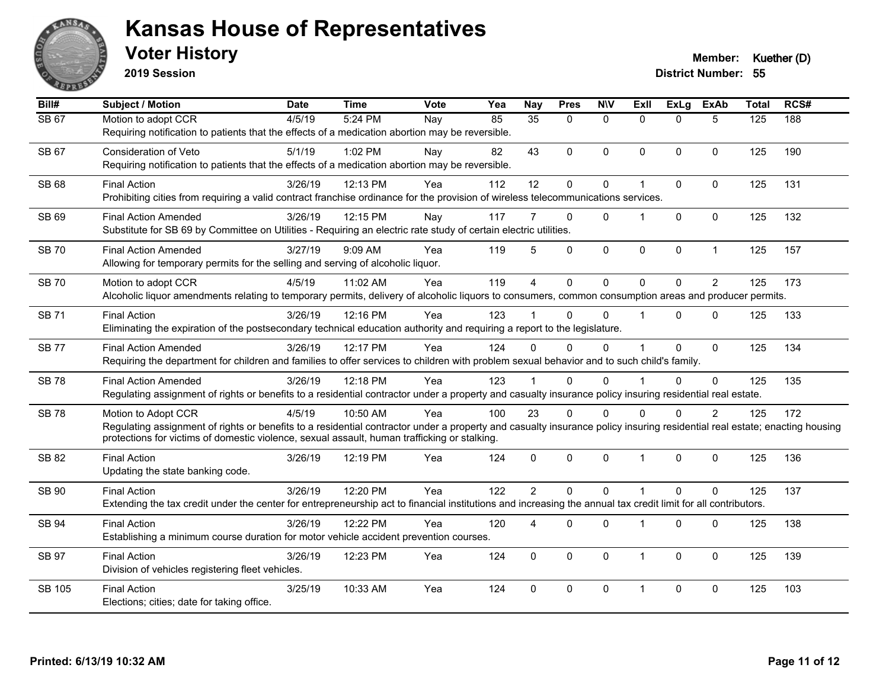# Kansas House of Representatives

## Voter History

**2019 Session**

**Member:** Kuether (D)
**District Number:** 55

| Bill# | Subject / Motion | Date | Time | Vote | Yea | Nay | Pres | N\V | ExII | ExLg | ExAb | Total | RCS# |
|---|---|---|---|---|---|---|---|---|---|---|---|---|---|
| SB 67 | Motion to adopt CCR | 4/5/19 | 5:24 PM | Nay | 85 | 35 | 0 | 0 | 0 | 0 | 5 | 125 | 188 |
| | Requiring notification to patients that the effects of a medication abortion may be reversible. | | | | | | | | | | | | |
| SB 67 | Consideration of Veto | 5/1/19 | 1:02 PM | Nay | 82 | 43 | 0 | 0 | 0 | 0 | 0 | 125 | 190 |
| | Requiring notification to patients that the effects of a medication abortion may be reversible. | | | | | | | | | | | | |
| SB 68 | Final Action | 3/26/19 | 12:13 PM | Yea | 112 | 12 | 0 | 0 | 1 | 0 | 0 | 125 | 131 |
| | Prohibiting cities from requiring a valid contract franchise ordinance for the provision of wireless telecommunications services. | | | | | | | | | | | | |
| SB 69 | Final Action Amended | 3/26/19 | 12:15 PM | Nay | 117 | 7 | 0 | 0 | 1 | 0 | 0 | 125 | 132 |
| | Substitute for SB 69 by Committee on Utilities - Requiring an electric rate study of certain electric utilities. | | | | | | | | | | | | |
| SB 70 | Final Action Amended | 3/27/19 | 9:09 AM | Yea | 119 | 5 | 0 | 0 | 0 | 0 | 1 | 125 | 157 |
| | Allowing for temporary permits for the selling and serving of alcoholic liquor. | | | | | | | | | | | | |
| SB 70 | Motion to adopt CCR | 4/5/19 | 11:02 AM | Yea | 119 | 4 | 0 | 0 | 0 | 0 | 2 | 125 | 173 |
| | Alcoholic liquor amendments relating to temporary permits, delivery of alcoholic liquors to consumers, common consumption areas and producer permits. | | | | | | | | | | | | |
| SB 71 | Final Action | 3/26/19 | 12:16 PM | Yea | 123 | 1 | 0 | 0 | 1 | 0 | 0 | 125 | 133 |
| | Eliminating the expiration of the postsecondary technical education authority and requiring a report to the legislature. | | | | | | | | | | | | |
| SB 77 | Final Action Amended | 3/26/19 | 12:17 PM | Yea | 124 | 0 | 0 | 0 | 1 | 0 | 0 | 125 | 134 |
| | Requiring the department for children and families to offer services to children with problem sexual behavior and to such child's family. | | | | | | | | | | | | |
| SB 78 | Final Action Amended | 3/26/19 | 12:18 PM | Yea | 123 | 1 | 0 | 0 | 1 | 0 | 0 | 125 | 135 |
| | Regulating assignment of rights or benefits to a residential contractor under a property and casualty insurance policy insuring residential real estate. | | | | | | | | | | | | |
| SB 78 | Motion to Adopt CCR | 4/5/19 | 10:50 AM | Yea | 100 | 23 | 0 | 0 | 0 | 0 | 2 | 125 | 172 |
| | Regulating assignment of rights or benefits to a residential contractor under a property and casualty insurance policy insuring residential real estate; enacting housing protections for victims of domestic violence, sexual assault, human trafficking or stalking. | | | | | | | | | | | | |
| SB 82 | Final Action | 3/26/19 | 12:19 PM | Yea | 124 | 0 | 0 | 0 | 1 | 0 | 0 | 125 | 136 |
| | Updating the state banking code. | | | | | | | | | | | | |
| SB 90 | Final Action | 3/26/19 | 12:20 PM | Yea | 122 | 2 | 0 | 0 | 1 | 0 | 0 | 125 | 137 |
| | Extending the tax credit under the center for entrepreneurship act to financial institutions and increasing the annual tax credit limit for all contributors. | | | | | | | | | | | | |
| SB 94 | Final Action | 3/26/19 | 12:22 PM | Yea | 120 | 4 | 0 | 0 | 1 | 0 | 0 | 125 | 138 |
| | Establishing a minimum course duration for motor vehicle accident prevention courses. | | | | | | | | | | | | |
| SB 97 | Final Action | 3/26/19 | 12:23 PM | Yea | 124 | 0 | 0 | 0 | 1 | 0 | 0 | 125 | 139 |
| | Division of vehicles registering fleet vehicles. | | | | | | | | | | | | |
| SB 105 | Final Action | 3/25/19 | 10:33 AM | Yea | 124 | 0 | 0 | 0 | 1 | 0 | 0 | 125 | 103 |
| | Elections; cities; date for taking office. | | | | | | | | | | | | |

**Printed: 6/13/19 10:32 AM**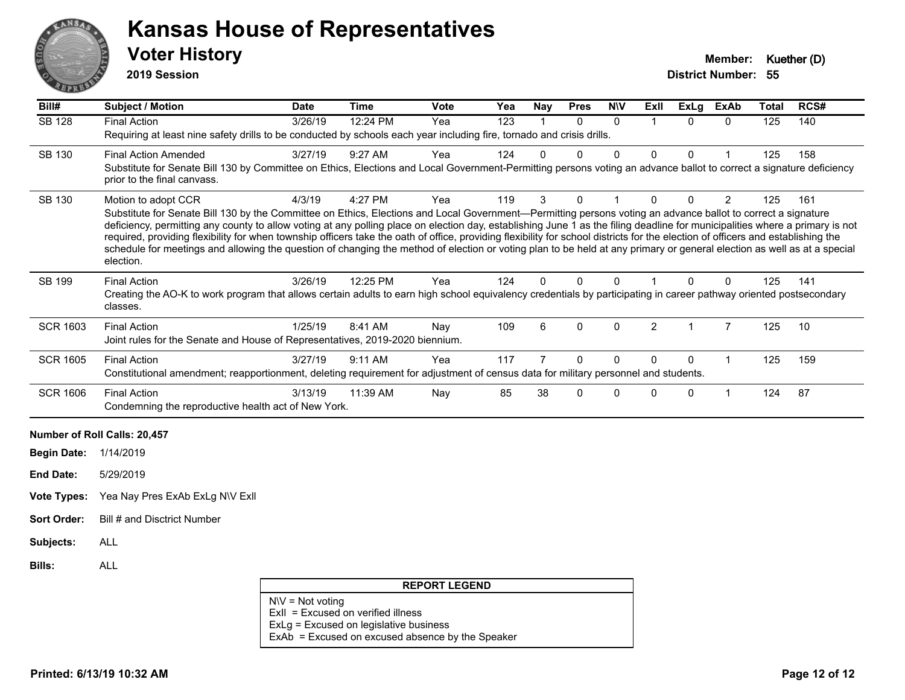# Kansas House of Representatives

## Voter History

**2019 Session**

**Member:** Kuether (D)
**District Number:** 55

| Bill# | Subject / Motion | Date | Time | Vote | Yea | Nay | Pres | N\V | ExIl | ExLg | ExAb | Total | RCS# |
|---|---|---|---|---|---|---|---|---|---|---|---|---|---|
| SB 128 | Final Action | 3/26/19 | 12:24 PM | Yea | 123 | 1 | 0 | 0 | 1 | 0 | 0 | 125 | 140 |
| | Requiring at least nine safety drills to be conducted by schools each year including fire, tornado and crisis drills. | | | | | | | | | | | | |
| SB 130 | Final Action Amended | 3/27/19 | 9:27 AM | Yea | 124 | 0 | 0 | 0 | 0 | 0 | 1 | 125 | 158 |
| | Substitute for Senate Bill 130 by Committee on Ethics, Elections and Local Government-Permitting persons voting an advance ballot to correct a signature deficiency prior to the final canvass. | | | | | | | | | | | | |
| SB 130 | Motion to adopt CCR | 4/3/19 | 4:27 PM | Yea | 119 | 3 | 0 | 1 | 0 | 0 | 2 | 125 | 161 |
| | Substitute for Senate Bill 130 by the Committee on Ethics, Elections and Local Government—Permitting persons voting an advance ballot to correct a signature deficiency, permitting any county to allow voting at any polling place on election day, establishing June 1 as the filing deadline for municipalities where a primary is not required, providing flexibility for when township officers take the oath of office, providing flexibility for school districts for the election of officers and establishing the schedule for meetings and allowing the question of changing the method of election or voting plan to be held at any primary or general election as well as at a special election. | | | | | | | | | | | | |
| SB 199 | Final Action | 3/26/19 | 12:25 PM | Yea | 124 | 0 | 0 | 0 | 1 | 0 | 0 | 125 | 141 |
| | Creating the AO-K to work program that allows certain adults to earn high school equivalency credentials by participating in career pathway oriented postsecondary classes. | | | | | | | | | | | | |
| SCR 1603 | Final Action | 1/25/19 | 8:41 AM | Nay | 109 | 6 | 0 | 0 | 2 | 1 | 7 | 125 | 10 |
| | Joint rules for the Senate and House of Representatives, 2019-2020 biennium. | | | | | | | | | | | | |
| SCR 1605 | Final Action | 3/27/19 | 9:11 AM | Yea | 117 | 7 | 0 | 0 | 0 | 0 | 1 | 125 | 159 |
| | Constitutional amendment; reapportionment, deleting requirement for adjustment of census data for military personnel and students. | | | | | | | | | | | | |
| SCR 1606 | Final Action | 3/13/19 | 11:39 AM | Nay | 85 | 38 | 0 | 0 | 0 | 0 | 1 | 124 | 87 |
| | Condemning the reproductive health act of New York. | | | | | | | | | | | | |

**Number of Roll Calls: 20,457**

**Begin Date:** 1/14/2019

**End Date:** 5/29/2019

**Vote Types:** Yea Nay Pres ExAb ExLg N\V ExIl

**Sort Order:** Bill # and Disctrict Number

**Subjects:** ALL

**Bills:** ALL

**REPORT LEGEND**

N\V = Not voting
ExIl = Excused on verified illness
ExLg = Excused on legislative business
ExAb = Excused on excused absence by the Speaker

**Printed: 6/13/19 10:32 AM**